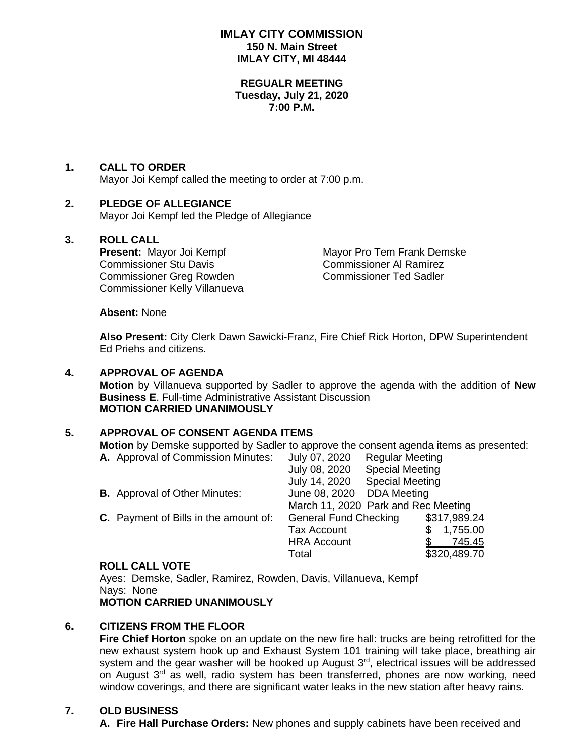# IMLAY CITY COMMISSION
**150 N. Main Street**
**IMLAY CITY, MI 48444**

**REGUALR MEETING**
**Tuesday, July 21, 2020**
**7:00 P.M.**

## 1. CALL TO ORDER

Mayor Joi Kempf called the meeting to order at 7:00 p.m.

## 2. PLEDGE OF ALLEGIANCE

Mayor Joi Kempf led the Pledge of Allegiance

## 3. ROLL CALL

**Present:** Mayor Joi Kempf
Mayor Pro Tem Frank Demske
Commissioner Stu Davis
Commissioner Al Ramirez
Commissioner Greg Rowden
Commissioner Ted Sadler
Commissioner Kelly Villanueva

**Absent:** None

**Also Present:** City Clerk Dawn Sawicki-Franz, Fire Chief Rick Horton, DPW Superintendent Ed Priehs and citizens.

## 4. APPROVAL OF AGENDA

**Motion** by Villanueva supported by Sadler to approve the agenda with the addition of **New Business E**. Full-time Administrative Assistant Discussion
**MOTION CARRIED UNANIMOUSLY**

## 5. APPROVAL OF CONSENT AGENDA ITEMS

**Motion** by Demske supported by Sadler to approve the consent agenda items as presented:

| | | |
|---|---|---|
| **A.** Approval of Commission Minutes: | July 07, 2020 Regular Meeting | |
| | July 08, 2020 Special Meeting | |
| | July 14, 2020 Special Meeting | |
| **B.** Approval of Other Minutes: | June 08, 2020 DDA Meeting | |
| | March 11, 2020 Park and Rec Meeting | |
| **C.** Payment of Bills in the amount of: | General Fund Checking | $317,989.24 |
| | Tax Account | $ 1,755.00 |
| | HRA Account | $ 745.45 |
| | Total | $320,489.70 |

**ROLL CALL VOTE**
Ayes: Demske, Sadler, Ramirez, Rowden, Davis, Villanueva, Kempf
Nays: None
**MOTION CARRIED UNANIMOUSLY**

## 6. CITIZENS FROM THE FLOOR

**Fire Chief Horton** spoke on an update on the new fire hall: trucks are being retrofitted for the new exhaust system hook up and Exhaust System 101 training will take place, breathing air system and the gear washer will be hooked up August 3rd, electrical issues will be addressed on August 3rd as well, radio system has been transferred, phones are now working, need window coverings, and there are significant water leaks in the new station after heavy rains.

## 7. OLD BUSINESS

**A. Fire Hall Purchase Orders:** New phones and supply cabinets have been received and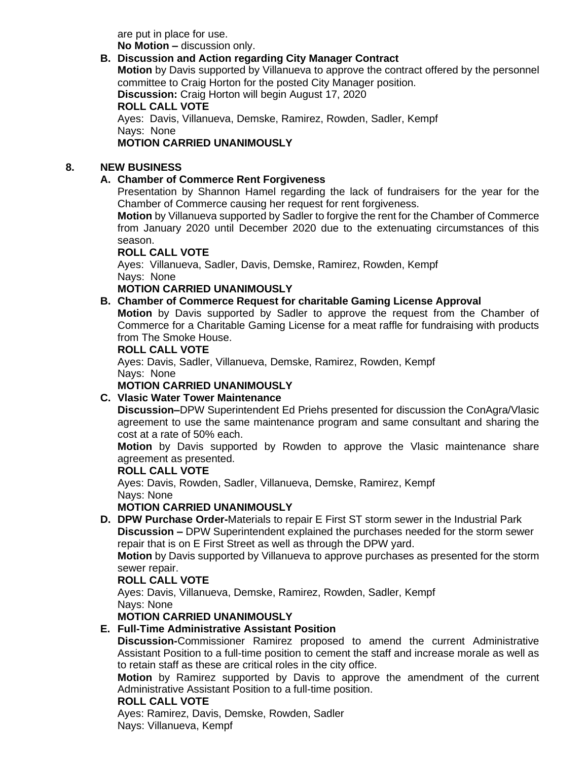are put in place for use.
**No Motion –** discussion only.

**B. Discussion and Action regarding City Manager Contract**

**Motion** by Davis supported by Villanueva to approve the contract offered by the personnel committee to Craig Horton for the posted City Manager position.
**Discussion:** Craig Horton will begin August 17, 2020
**ROLL CALL VOTE**
Ayes: Davis, Villanueva, Demske, Ramirez, Rowden, Sadler, Kempf
Nays: None
**MOTION CARRIED UNANIMOUSLY**

## 8. NEW BUSINESS

**A. Chamber of Commerce Rent Forgiveness**

Presentation by Shannon Hamel regarding the lack of fundraisers for the year for the Chamber of Commerce causing her request for rent forgiveness.
**Motion** by Villanueva supported by Sadler to forgive the rent for the Chamber of Commerce from January 2020 until December 2020 due to the extenuating circumstances of this season.
**ROLL CALL VOTE**
Ayes: Villanueva, Sadler, Davis, Demske, Ramirez, Rowden, Kempf
Nays: None
**MOTION CARRIED UNANIMOUSLY**

**B. Chamber of Commerce Request for charitable Gaming License Approval**

**Motion** by Davis supported by Sadler to approve the request from the Chamber of Commerce for a Charitable Gaming License for a meat raffle for fundraising with products from The Smoke House.
**ROLL CALL VOTE**
Ayes: Davis, Sadler, Villanueva, Demske, Ramirez, Rowden, Kempf
Nays: None
**MOTION CARRIED UNANIMOUSLY**

**C. Vlasic Water Tower Maintenance**

**Discussion–**DPW Superintendent Ed Priehs presented for discussion the ConAgra/Vlasic agreement to use the same maintenance program and same consultant and sharing the cost at a rate of 50% each.
**Motion** by Davis supported by Rowden to approve the Vlasic maintenance share agreement as presented.
**ROLL CALL VOTE**
Ayes: Davis, Rowden, Sadler, Villanueva, Demske, Ramirez, Kempf
Nays: None
**MOTION CARRIED UNANIMOUSLY**

**D. DPW Purchase Order-**Materials to repair E First ST storm sewer in the Industrial Park

**Discussion –** DPW Superintendent explained the purchases needed for the storm sewer repair that is on E First Street as well as through the DPW yard.
**Motion** by Davis supported by Villanueva to approve purchases as presented for the storm sewer repair.
**ROLL CALL VOTE**
Ayes: Davis, Villanueva, Demske, Ramirez, Rowden, Sadler, Kempf
Nays: None
**MOTION CARRIED UNANIMOUSLY**

**E. Full-Time Administrative Assistant Position**

**Discussion-**Commissioner Ramirez proposed to amend the current Administrative Assistant Position to a full-time position to cement the staff and increase morale as well as to retain staff as these are critical roles in the city office.
**Motion** by Ramirez supported by Davis to approve the amendment of the current Administrative Assistant Position to a full-time position.
**ROLL CALL VOTE**
Ayes: Ramirez, Davis, Demske, Rowden, Sadler
Nays: Villanueva, Kempf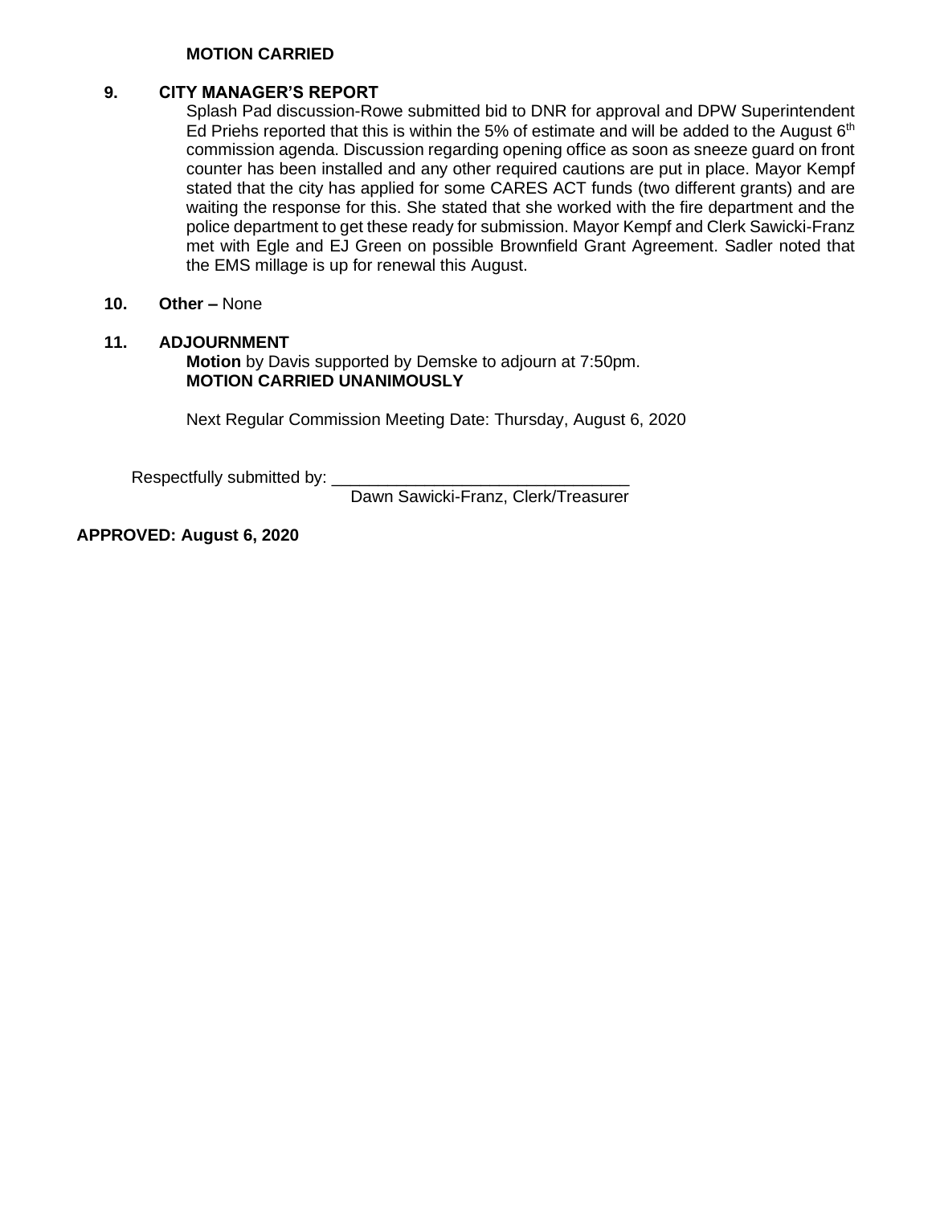**MOTION CARRIED**

**9. CITY MANAGER'S REPORT**

Splash Pad discussion-Rowe submitted bid to DNR for approval and DPW Superintendent Ed Priehs reported that this is within the 5% of estimate and will be added to the August 6th commission agenda. Discussion regarding opening office as soon as sneeze guard on front counter has been installed and any other required cautions are put in place. Mayor Kempf stated that the city has applied for some CARES ACT funds (two different grants) and are waiting the response for this. She stated that she worked with the fire department and the police department to get these ready for submission. Mayor Kempf and Clerk Sawicki-Franz met with Egle and EJ Green on possible Brownfield Grant Agreement. Sadler noted that the EMS millage is up for renewal this August.

**10. Other –** None

**11. ADJOURNMENT**

**Motion** by Davis supported by Demske to adjourn at 7:50pm.
**MOTION CARRIED UNANIMOUSLY**

Next Regular Commission Meeting Date: Thursday, August 6, 2020

Respectfully submitted by: ________________________________
Dawn Sawicki-Franz, Clerk/Treasurer

**APPROVED: August 6, 2020**